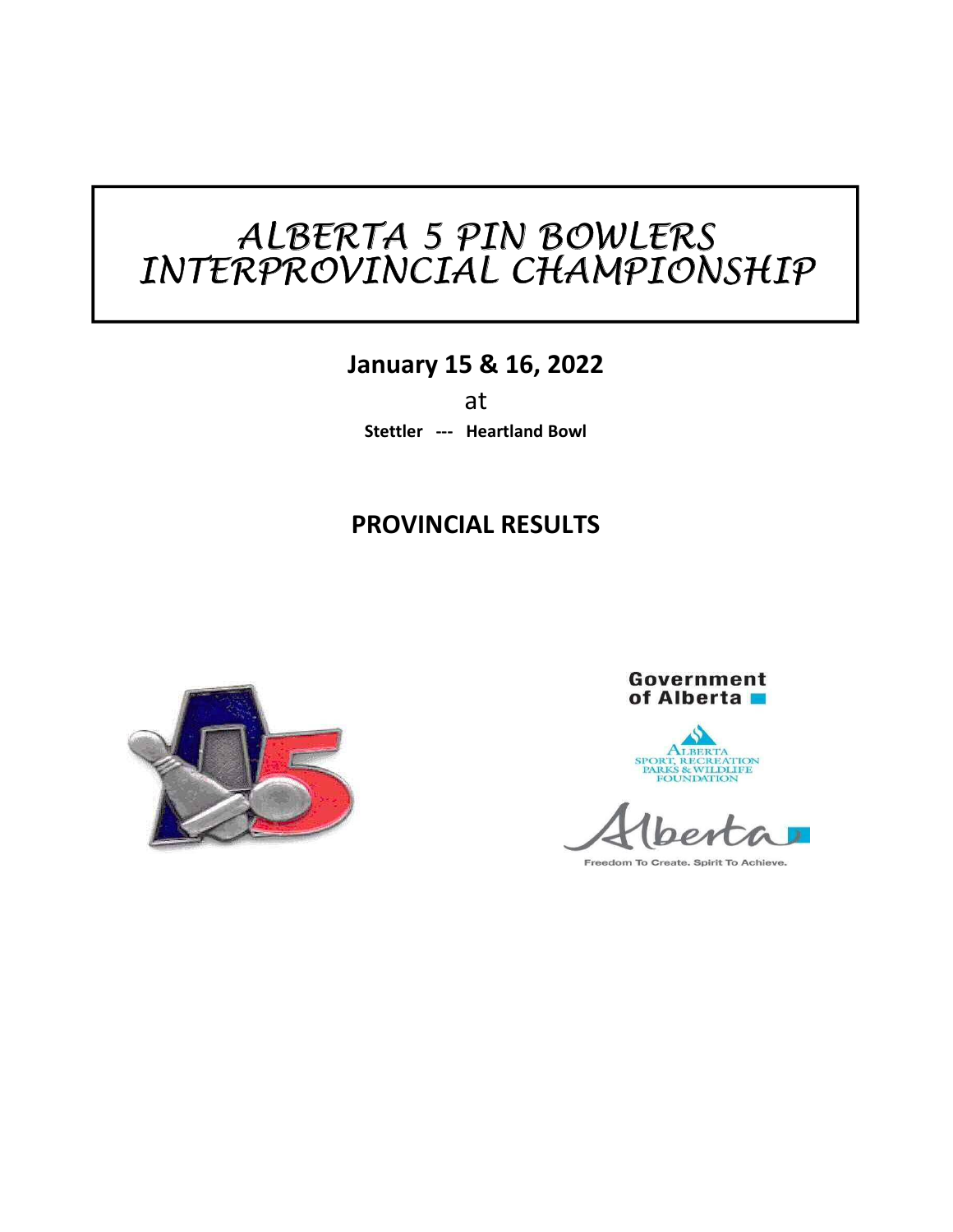# ALBERTA 5 PIN BOWLERS INTERPROVINCIAL CHAMPIONSHIP

**January 15 & 16, 2022**

at

**Stettler --- Heartland Bowl**

## PROVINCIAL RESULTS

Government of Alberta

Alberta Sport, Recreation, Parks & Wildlife Foundation

Alberta

Freedom To Create. Spirit To Achieve.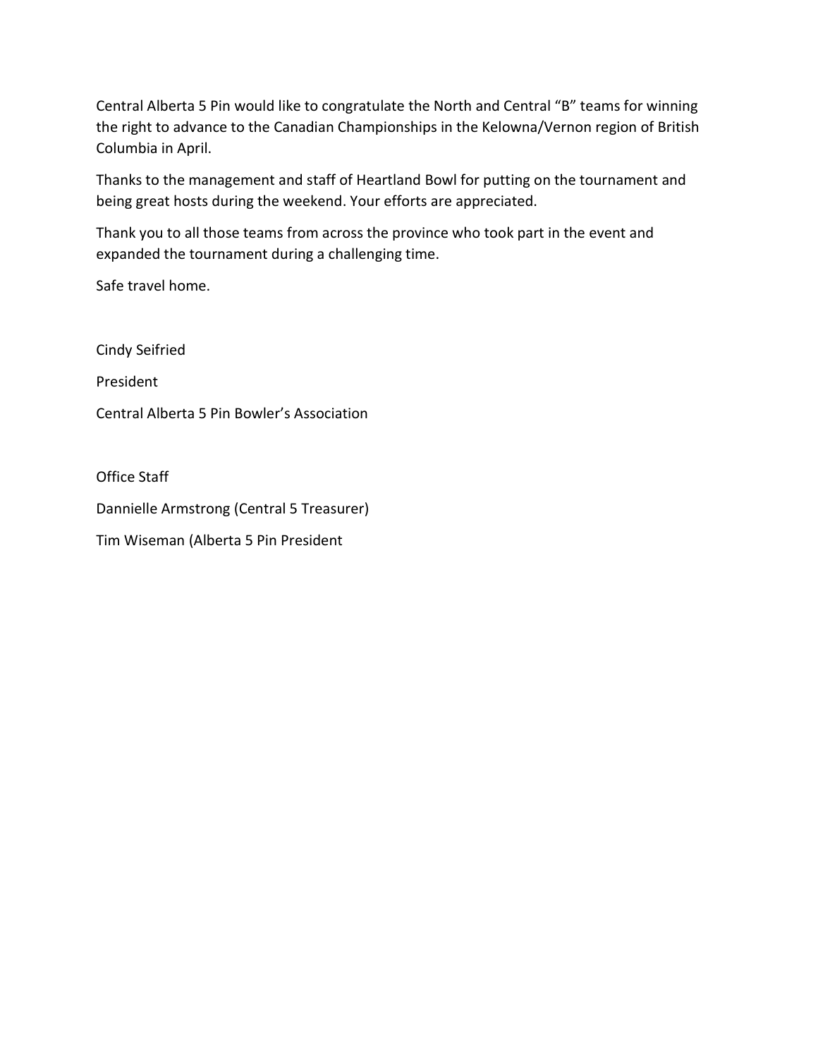Central Alberta 5 Pin would like to congratulate the North and Central “B” teams for winning the right to advance to the Canadian Championships in the Kelowna/Vernon region of British Columbia in April.

Thanks to the management and staff of Heartland Bowl for putting on the tournament and being great hosts during the weekend. Your efforts are appreciated.

Thank you to all those teams from across the province who took part in the event and expanded the tournament during a challenging time.

Safe travel home.

Cindy Seifried

President

Central Alberta 5 Pin Bowler’s Association

Office Staff

Dannielle Armstrong (Central 5 Treasurer)

Tim Wiseman (Alberta 5 Pin President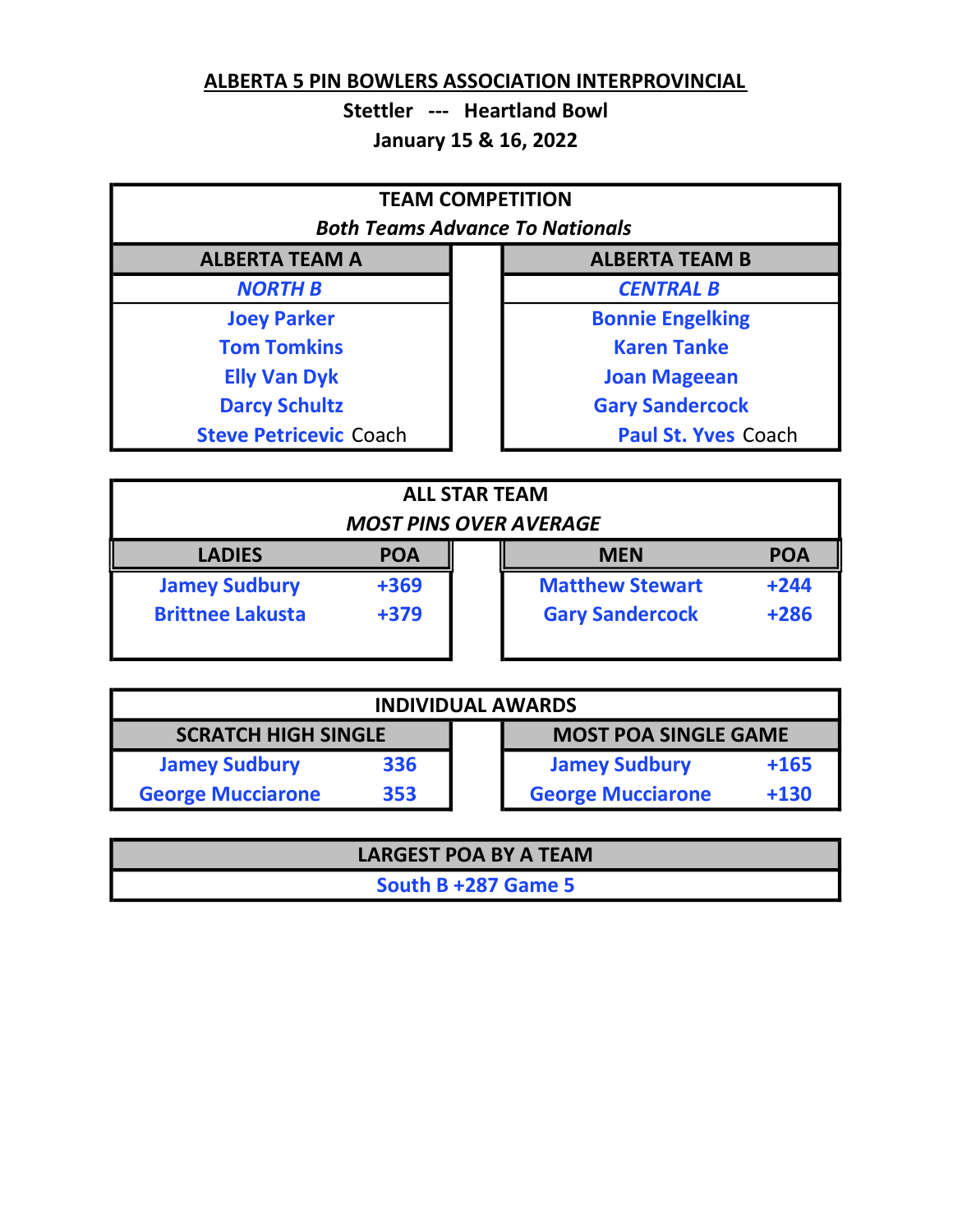# ALBERTA 5 PIN BOWLERS ASSOCIATION INTERPROVINCIAL

**Stettler --- Heartland Bowl**

**January 15 & 16, 2022**

## TEAM COMPETITION

***Both Teams Advance To Nationals***

| ALBERTA TEAM A | ALBERTA TEAM B |
|---|---|
| ***NORTH B*** | ***CENTRAL B*** |
| Joey Parker | Bonnie Engelking |
| Tom Tomkins | Karen Tanke |
| Elly Van Dyk | Joan Mageean |
| Darcy Schultz | Gary Sandercock |
| Steve Petricevic Coach | Paul St. Yves Coach |

## ALL STAR TEAM

***MOST PINS OVER AVERAGE***

| LADIES | POA | MEN | POA |
|---|---|---|---|
| Jamey Sudbury | +369 | Matthew Stewart | +244 |
| Brittnee Lakusta | +379 | Gary Sandercock | +286 |

## INDIVIDUAL AWARDS

| SCRATCH HIGH SINGLE | | MOST POA SINGLE GAME | |
|---|---|---|---|
| Jamey Sudbury | 336 | Jamey Sudbury | +165 |
| George Mucciarone | 353 | George Mucciarone | +130 |

## LARGEST POA BY A TEAM

South B +287 Game 5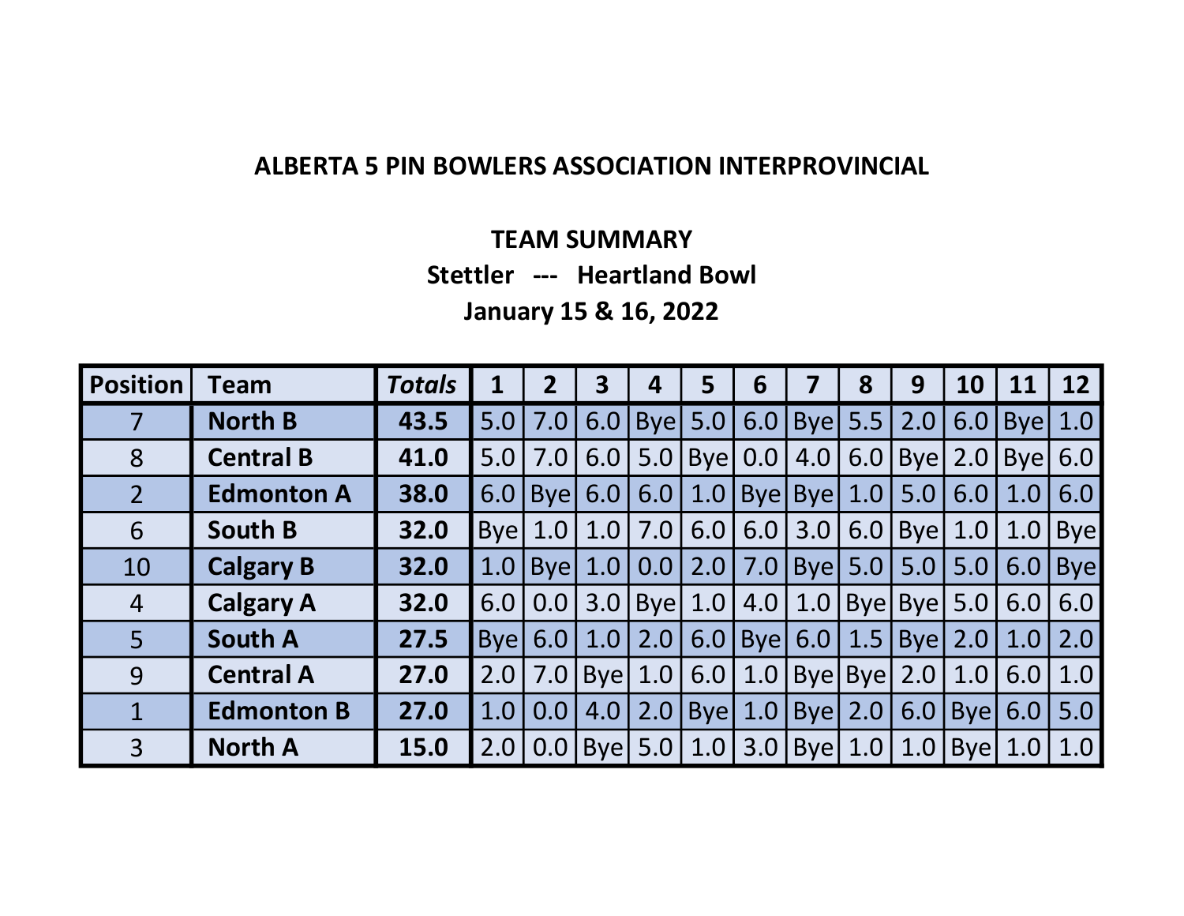# ALBERTA 5 PIN BOWLERS ASSOCIATION INTERPROVINCIAL

## TEAM SUMMARY

**Stettler --- Heartland Bowl**

**January 15 & 16, 2022**

| Position | Team | *Totals* | 1 | 2 | 3 | 4 | 5 | 6 | 7 | 8 | 9 | 10 | 11 | 12 |
|---|---|---|---|---|---|---|---|---|---|---|---|---|---|---|
| 7 | **North B** | **43.5** | 5.0 | 7.0 | 6.0 | Bye | 5.0 | 6.0 | Bye | 5.5 | 2.0 | 6.0 | Bye | 1.0 |
| 8 | **Central B** | **41.0** | 5.0 | 7.0 | 6.0 | 5.0 | Bye | 0.0 | 4.0 | 6.0 | Bye | 2.0 | Bye | 6.0 |
| 2 | **Edmonton A** | **38.0** | 6.0 | Bye | 6.0 | 6.0 | 1.0 | Bye | Bye | 1.0 | 5.0 | 6.0 | 1.0 | 6.0 |
| 6 | **South B** | **32.0** | Bye | 1.0 | 1.0 | 7.0 | 6.0 | 6.0 | 3.0 | 6.0 | Bye | 1.0 | 1.0 | Bye |
| 10 | **Calgary B** | **32.0** | 1.0 | Bye | 1.0 | 0.0 | 2.0 | 7.0 | Bye | 5.0 | 5.0 | 5.0 | 6.0 | Bye |
| 4 | **Calgary A** | **32.0** | 6.0 | 0.0 | 3.0 | Bye | 1.0 | 4.0 | 1.0 | Bye | Bye | 5.0 | 6.0 | 6.0 |
| 5 | **South A** | **27.5** | Bye | 6.0 | 1.0 | 2.0 | 6.0 | Bye | 6.0 | 1.5 | Bye | 2.0 | 1.0 | 2.0 |
| 9 | **Central A** | **27.0** | 2.0 | 7.0 | Bye | 1.0 | 6.0 | 1.0 | Bye | Bye | 2.0 | 1.0 | 6.0 | 1.0 |
| 1 | **Edmonton B** | **27.0** | 1.0 | 0.0 | 4.0 | 2.0 | Bye | 1.0 | Bye | 2.0 | 6.0 | Bye | 6.0 | 5.0 |
| 3 | **North A** | **15.0** | 2.0 | 0.0 | Bye | 5.0 | 1.0 | 3.0 | Bye | 1.0 | 1.0 | Bye | 1.0 | 1.0 |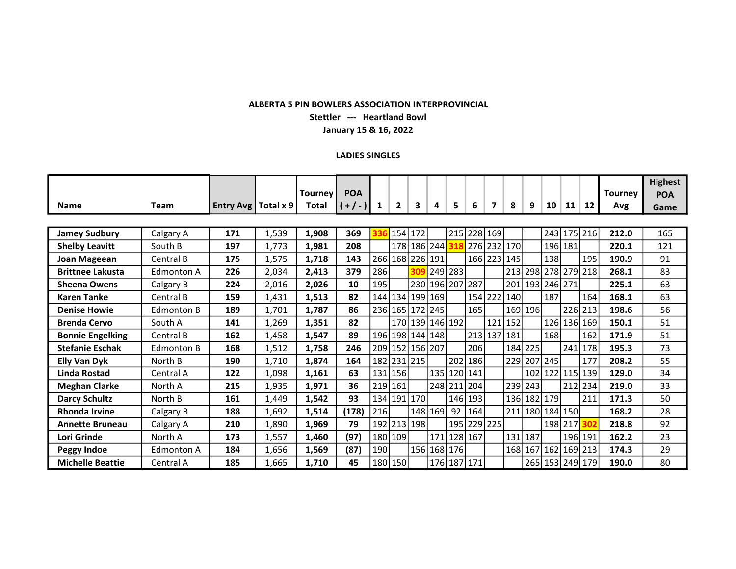**ALBERTA 5 PIN BOWLERS ASSOCIATION INTERPROVINCIAL**

**Stettler --- Heartland Bowl**

**January 15 & 16, 2022**

**LADIES SINGLES**

| Name | Team | Entry Avg | Total x 9 | Tourney Total | POA (+/-) | 1 | 2 | 3 | 4 | 5 | 6 | 7 | 8 | 9 | 10 | 11 | 12 | Tourney Avg | Highest POA Game |
|---|---|---|---|---|---|---|---|---|---|---|---|---|---|---|---|---|---|---|---|
| **Jamey Sudbury** | Calgary A | **171** | 1,539 | **1,908** | **369** | 336 | 154 | 172 | | 215 | 228 | 169 | | | 243 | 175 | 216 | **212.0** | 165 |
| **Shelby Leavitt** | South B | **197** | 1,773 | **1,981** | **208** | | 178 | 186 | 244 | 318 | 276 | 232 | 170 | | 196 | 181 | | **220.1** | 121 |
| **Joan Mageean** | Central B | **175** | 1,575 | **1,718** | **143** | 266 | 168 | 226 | 191 | | 166 | 223 | 145 | | 138 | | 195 | **190.9** | 91 |
| **Brittnee Lakusta** | Edmonton A | **226** | 2,034 | **2,413** | **379** | 286 | | 309 | 249 | 283 | | | 213 | 298 | 278 | 279 | 218 | **268.1** | 83 |
| **Sheena Owens** | Calgary B | **224** | 2,016 | **2,026** | **10** | 195 | | 230 | 196 | 207 | 287 | | 201 | 193 | 246 | 271 | | **225.1** | 63 |
| **Karen Tanke** | Central B | **159** | 1,431 | **1,513** | **82** | 144 | 134 | 199 | 169 | | 154 | 222 | 140 | | 187 | | 164 | **168.1** | 63 |
| **Denise Howie** | Edmonton B | **189** | 1,701 | **1,787** | **86** | 236 | 165 | 172 | 245 | | 165 | | 169 | 196 | | 226 | 213 | **198.6** | 56 |
| **Brenda Cervo** | South A | **141** | 1,269 | **1,351** | **82** | | 170 | 139 | 146 | 192 | | 121 | 152 | | 126 | 136 | 169 | **150.1** | 51 |
| **Bonnie Engelking** | Central B | **162** | 1,458 | **1,547** | **89** | 196 | 198 | 144 | 148 | | 213 | 137 | 181 | | 168 | | 162 | **171.9** | 51 |
| **Stefanie Eschak** | Edmonton B | **168** | 1,512 | **1,758** | **246** | 209 | 152 | 156 | 207 | | 206 | | 184 | 225 | | 241 | 178 | **195.3** | 73 |
| **Elly Van Dyk** | North B | **190** | 1,710 | **1,874** | **164** | 182 | 231 | 215 | | 202 | 186 | | 229 | 207 | 245 | | 177 | **208.2** | 55 |
| **Linda Rostad** | Central A | **122** | 1,098 | **1,161** | **63** | 131 | 156 | | 135 | 120 | 141 | | | 102 | 122 | 115 | 139 | **129.0** | 34 |
| **Meghan Clarke** | North A | **215** | 1,935 | **1,971** | **36** | 219 | 161 | | 248 | 211 | 204 | | 239 | 243 | | 212 | 234 | **219.0** | 33 |
| **Darcy Schultz** | North B | **161** | 1,449 | **1,542** | **93** | 134 | 191 | 170 | | 146 | 193 | | 136 | 182 | 179 | | 211 | **171.3** | 50 |
| **Rhonda Irvine** | Calgary B | **188** | 1,692 | **1,514** | **(178)** | 216 | | 148 | 169 | 92 | 164 | | 211 | 180 | 184 | 150 | | **168.2** | 28 |
| **Annette Bruneau** | Calgary A | **210** | 1,890 | **1,969** | **79** | 192 | 213 | 198 | | 195 | 229 | 225 | | | 198 | 217 | 302 | **218.8** | 92 |
| **Lori Grinde** | North A | **173** | 1,557 | **1,460** | **(97)** | 180 | 109 | | 171 | 128 | 167 | | 131 | 187 | | 196 | 191 | **162.2** | 23 |
| **Peggy Indoe** | Edmonton A | **184** | 1,656 | **1,569** | **(87)** | 190 | | 156 | 168 | 176 | | | 168 | 167 | 162 | 169 | 213 | **174.3** | 29 |
| **Michelle Beattie** | Central A | **185** | 1,665 | **1,710** | **45** | 180 | 150 | | 176 | 187 | 171 | | | 265 | 153 | 249 | 179 | **190.0** | 80 |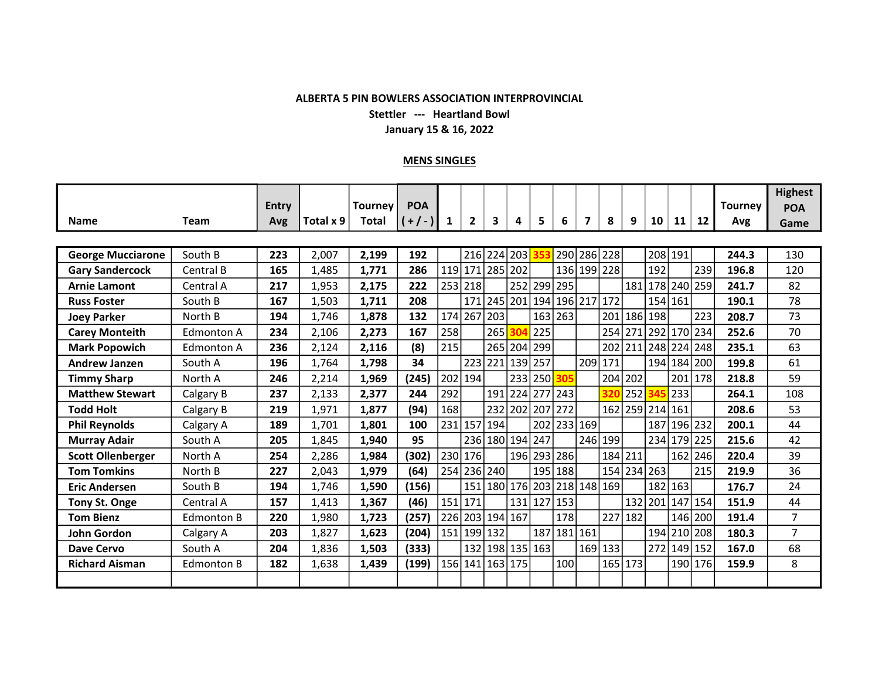**ALBERTA 5 PIN BOWLERS ASSOCIATION INTERPROVINCIAL**
**Stettler --- Heartland Bowl**
**January 15 & 16, 2022**

**MENS SINGLES**

| Name | Team | Entry Avg | Total x 9 | Tourney Total | POA ( + / - ) | 1 | 2 | 3 | 4 | 5 | 6 | 7 | 8 | 9 | 10 | 11 | 12 | Tourney Avg | Highest POA Game |
|---|---|---|---|---|---|---|---|---|---|---|---|---|---|---|---|---|---|---|---|
| **George Mucciarone** | South B | **223** | 2,007 | **2,199** | **192** | | 216 | 224 | 203 | **353** | 290 | 286 | 228 | | 208 | 191 | | **244.3** | 130 |
| **Gary Sandercock** | Central B | **165** | 1,485 | **1,771** | **286** | 119 | 171 | 285 | 202 | | 136 | 199 | 228 | | 192 | | 239 | **196.8** | 120 |
| **Arnie Lamont** | Central A | **217** | 1,953 | **2,175** | **222** | 253 | 218 | | 252 | 299 | 295 | | | 181 | 178 | 240 | 259 | **241.7** | 82 |
| **Russ Foster** | South B | **167** | 1,503 | **1,711** | **208** | | 171 | 245 | 201 | 194 | 196 | 217 | 172 | | 154 | 161 | | **190.1** | 78 |
| **Joey Parker** | North B | **194** | 1,746 | **1,878** | **132** | 174 | 267 | 203 | | 163 | 263 | | 201 | 186 | 198 | | 223 | **208.7** | 73 |
| **Carey Monteith** | Edmonton A | **234** | 2,106 | **2,273** | **167** | 258 | | 265 | **304** | 225 | | | 254 | 271 | 292 | 170 | 234 | **252.6** | 70 |
| **Mark Popowich** | Edmonton A | **236** | 2,124 | **2,116** | **(8)** | 215 | | 265 | 204 | 299 | | | 202 | 211 | 248 | 224 | 248 | **235.1** | 63 |
| **Andrew Janzen** | South A | **196** | 1,764 | **1,798** | **34** | | 223 | 221 | 139 | 257 | | 209 | 171 | | 194 | 184 | 200 | **199.8** | 61 |
| **Timmy Sharp** | North A | **246** | 2,214 | **1,969** | **(245)** | 202 | 194 | | 233 | 250 | **305** | | 204 | 202 | | 201 | 178 | **218.8** | 59 |
| **Matthew Stewart** | Calgary B | **237** | 2,133 | **2,377** | **244** | 292 | | 191 | 224 | 277 | 243 | | **320** | 252 | **345** | 233 | | **264.1** | 108 |
| **Todd Holt** | Calgary B | **219** | 1,971 | **1,877** | **(94)** | 168 | | 232 | 202 | 207 | 272 | | 162 | 259 | 214 | 161 | | **208.6** | 53 |
| **Phil Reynolds** | Calgary A | **189** | 1,701 | **1,801** | **100** | 231 | 157 | 194 | | 202 | 233 | 169 | | | 187 | 196 | 232 | **200.1** | 44 |
| **Murray Adair** | South A | **205** | 1,845 | **1,940** | **95** | | 236 | 180 | 194 | 247 | | 246 | 199 | | 234 | 179 | 225 | **215.6** | 42 |
| **Scott Ollenberger** | North A | **254** | 2,286 | **1,984** | **(302)** | 230 | 176 | | 196 | 293 | 286 | | 184 | 211 | | 162 | 246 | **220.4** | 39 |
| **Tom Tomkins** | North B | **227** | 2,043 | **1,979** | **(64)** | 254 | 236 | 240 | | 195 | 188 | | 154 | 234 | 263 | | 215 | **219.9** | 36 |
| **Eric Andersen** | South B | **194** | 1,746 | **1,590** | **(156)** | | 151 | 180 | 176 | 203 | 218 | 148 | 169 | | 182 | 163 | | **176.7** | 24 |
| **Tony St. Onge** | Central A | **157** | 1,413 | **1,367** | **(46)** | 151 | 171 | | 131 | 127 | 153 | | | 132 | 201 | 147 | 154 | **151.9** | 44 |
| **Tom Bienz** | Edmonton B | **220** | 1,980 | **1,723** | **(257)** | 226 | 203 | 194 | 167 | | 178 | | 227 | 182 | | 146 | 200 | **191.4** | 7 |
| **John Gordon** | Calgary A | **203** | 1,827 | **1,623** | **(204)** | 151 | 199 | 132 | | 187 | 181 | 161 | | | 194 | 210 | 208 | **180.3** | 7 |
| **Dave Cervo** | South A | **204** | 1,836 | **1,503** | **(333)** | | 132 | 198 | 135 | 163 | | 169 | 133 | | 272 | 149 | 152 | **167.0** | 68 |
| **Richard Aisman** | Edmonton B | **182** | 1,638 | **1,439** | **(199)** | 156 | 141 | 163 | 175 | | 100 | | 165 | 173 | | 190 | 176 | **159.9** | 8 |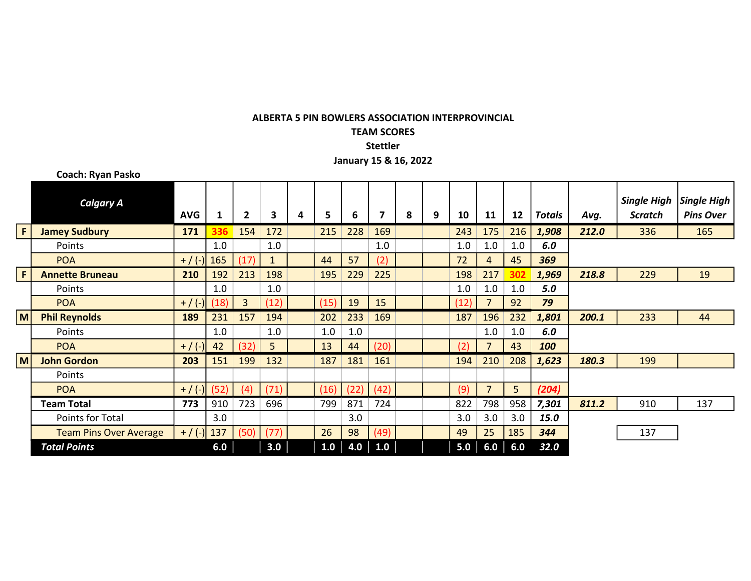**ALBERTA 5 PIN BOWLERS ASSOCIATION INTERPROVINCIAL**

**TEAM SCORES**

**Stettler**

**January 15 & 16, 2022**

**Coach: Ryan Pasko**

| | *Calgary A* | AVG | 1 | 2 | 3 | 4 | 5 | 6 | 7 | 8 | 9 | 10 | 11 | 12 | *Totals* | *Avg.* | *Single High Scratch* | *Single High Pins Over* |
|---|---|---|---|---|---|---|---|---|---|---|---|---|---|---|---|---|---|---|
| F | **Jamey Sudbury** | **171** | 336 | 154 | 172 | | 215 | 228 | 169 | | | 243 | 175 | 216 | ***1,908*** | ***212.0*** | 336 | 165 |
| | Points | | 1.0 | | 1.0 | | | | 1.0 | | | 1.0 | 1.0 | 1.0 | ***6.0*** | | | |
| | POA | + / (-) | 165 | (17) | 1 | | 44 | 57 | (2) | | | 72 | 4 | 45 | ***369*** | | | |
| F | **Annette Bruneau** | **210** | 192 | 213 | 198 | | 195 | 229 | 225 | | | 198 | 217 | 302 | ***1,969*** | ***218.8*** | 229 | 19 |
| | Points | | 1.0 | | 1.0 | | | | | | | 1.0 | 1.0 | 1.0 | ***5.0*** | | | |
| | POA | + / (-) | (18) | 3 | (12) | | (15) | 19 | 15 | | | (12) | 7 | 92 | ***79*** | | | |
| M | **Phil Reynolds** | **189** | 231 | 157 | 194 | | 202 | 233 | 169 | | | 187 | 196 | 232 | ***1,801*** | ***200.1*** | 233 | 44 |
| | Points | | 1.0 | | 1.0 | | 1.0 | 1.0 | | | | | 1.0 | 1.0 | ***6.0*** | | | |
| | POA | + / (-) | 42 | (32) | 5 | | 13 | 44 | (20) | | | (2) | 7 | 43 | ***100*** | | | |
| M | **John Gordon** | **203** | 151 | 199 | 132 | | 187 | 181 | 161 | | | 194 | 210 | 208 | ***1,623*** | ***180.3*** | 199 | |
| | Points | | | | | | | | | | | | | | | | | |
| | POA | + / (-) | (52) | (4) | (71) | | (16) | (22) | (42) | | | (9) | 7 | 5 | ***(204)*** | | | |
| | **Team Total** | **773** | 910 | 723 | 696 | | 799 | 871 | 724 | | | 822 | 798 | 958 | ***7,301*** | ***811.2*** | 910 | 137 |
| | Points for Total | | 3.0 | | | | | 3.0 | | | | 3.0 | 3.0 | 3.0 | ***15.0*** | | | |
| | Team Pins Over Average | + / (-) | 137 | (50) | (77) | | 26 | 98 | (49) | | | 49 | 25 | 185 | ***344*** | | 137 | |
| | ***Total Points*** | | **6.0** | | **3.0** | | **1.0** | **4.0** | **1.0** | | | **5.0** | **6.0** | **6.0** | ***32.0*** | | | |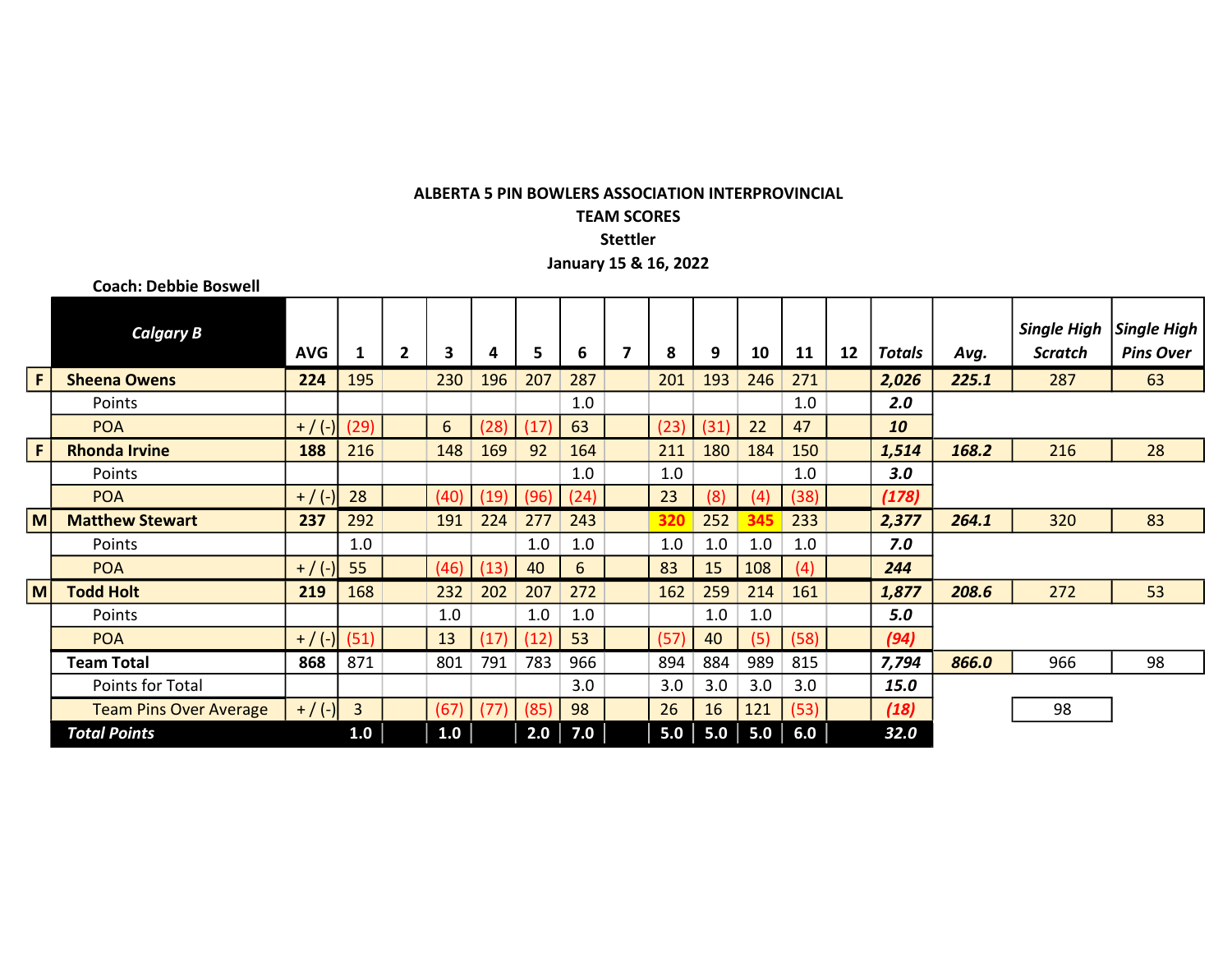**ALBERTA 5 PIN BOWLERS ASSOCIATION INTERPROVINCIAL**

**TEAM SCORES**

**Stettler**

**January 15 & 16, 2022**

**Coach: Debbie Boswell**

| | ***Calgary B*** | **AVG** | **1** | **2** | **3** | **4** | **5** | **6** | **7** | **8** | **9** | **10** | **11** | **12** | ***Totals*** | ***Avg.*** | ***Single High Scratch*** | ***Single High Pins Over*** |
|---|---|---|---|---|---|---|---|---|---|---|---|---|---|---|---|---|---|---|
| **F** | **Sheena Owens** | **224** | 195 | | 230 | 196 | 207 | 287 | | 201 | 193 | 246 | 271 | | ***2,026*** | ***225.1*** | 287 | 63 |
| | Points | | | | | | | 1.0 | | | | | 1.0 | | ***2.0*** | | | |
| | POA | + / (-) | (29) | | 6 | (28) | (17) | 63 | | (23) | (31) | 22 | 47 | | ***10*** | | | |
| **F** | **Rhonda Irvine** | **188** | 216 | | 148 | 169 | 92 | 164 | | 211 | 180 | 184 | 150 | | ***1,514*** | ***168.2*** | 216 | 28 |
| | Points | | | | | | | 1.0 | | 1.0 | | | 1.0 | | ***3.0*** | | | |
| | POA | + / (-) | 28 | | (40) | (19) | (96) | (24) | | 23 | (8) | (4) | (38) | | ***(178)*** | | | |
| **M** | **Matthew Stewart** | **237** | 292 | | 191 | 224 | 277 | 243 | | **320** | 252 | **345** | 233 | | ***2,377*** | ***264.1*** | 320 | 83 |
| | Points | | 1.0 | | | | 1.0 | 1.0 | | 1.0 | 1.0 | 1.0 | 1.0 | | ***7.0*** | | | |
| | POA | + / (-) | 55 | | (46) | (13) | 40 | 6 | | 83 | 15 | 108 | (4) | | ***244*** | | | |
| **M** | **Todd Holt** | **219** | 168 | | 232 | 202 | 207 | 272 | | 162 | 259 | 214 | 161 | | ***1,877*** | ***208.6*** | 272 | 53 |
| | Points | | | | 1.0 | | 1.0 | 1.0 | | | 1.0 | 1.0 | | | ***5.0*** | | | |
| | POA | + / (-) | (51) | | 13 | (17) | (12) | 53 | | (57) | 40 | (5) | (58) | | ***(94)*** | | | |
| | **Team Total** | **868** | 871 | | 801 | 791 | 783 | 966 | | 894 | 884 | 989 | 815 | | ***7,794*** | ***866.0*** | 966 | 98 |
| | Points for Total | | | | | | | 3.0 | | 3.0 | 3.0 | 3.0 | 3.0 | | ***15.0*** | | | |
| | Team Pins Over Average | + / (-) | 3 | | (67) | (77) | (85) | 98 | | 26 | 16 | 121 | (53) | | ***(18)*** | | 98 | |
| | ***Total Points*** | | **1.0** | | **1.0** | | **2.0** | **7.0** | | **5.0** | **5.0** | **5.0** | **6.0** | | ***32.0*** | | | |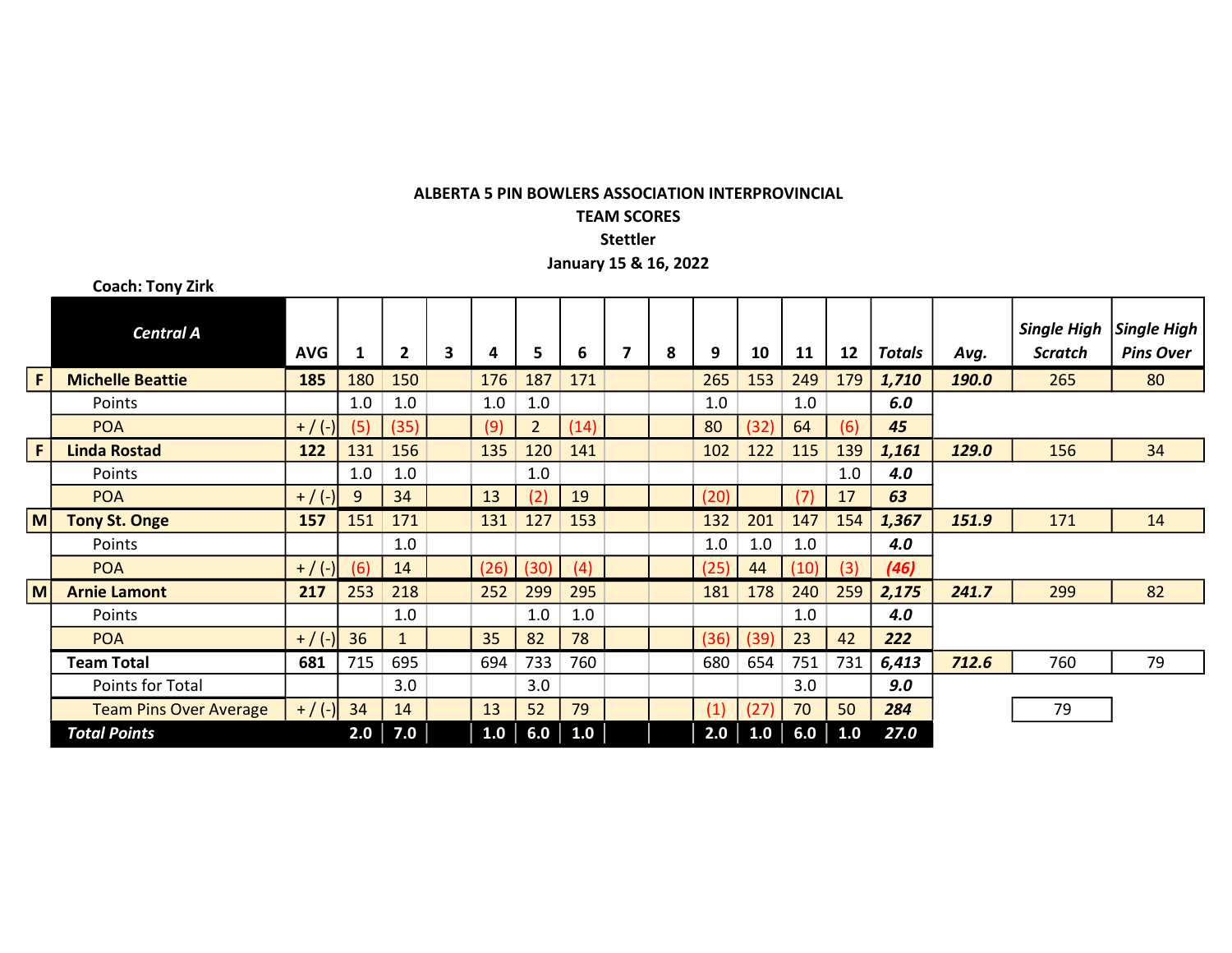**ALBERTA 5 PIN BOWLERS ASSOCIATION INTERPROVINCIAL**

**TEAM SCORES**

**Stettler**

**January 15 & 16, 2022**

**Coach: Tony Zirk**

| | *Central A* | AVG | 1 | 2 | 3 | 4 | 5 | 6 | 7 | 8 | 9 | 10 | 11 | 12 | *Totals* | *Avg.* | *Single High Scratch* | *Single High Pins Over* |
|---|---|---|---|---|---|---|---|---|---|---|---|---|---|---|---|---|---|---|
| F | **Michelle Beattie** | **185** | 180 | 150 | | 176 | 187 | 171 | | | 265 | 153 | 249 | 179 | ***1,710*** | ***190.0*** | 265 | 80 |
| | Points | | 1.0 | 1.0 | | 1.0 | 1.0 | | | | 1.0 | | 1.0 | | ***6.0*** | | | |
| | POA | + / (-) | (5) | (35) | | (9) | 2 | (14) | | | 80 | (32) | 64 | (6) | ***45*** | | | |
| F | **Linda Rostad** | **122** | 131 | 156 | | 135 | 120 | 141 | | | 102 | 122 | 115 | 139 | ***1,161*** | ***129.0*** | 156 | 34 |
| | Points | | 1.0 | 1.0 | | | 1.0 | | | | | | | 1.0 | ***4.0*** | | | |
| | POA | + / (-) | 9 | 34 | | 13 | (2) | 19 | | | (20) | | (7) | 17 | ***63*** | | | |
| M | **Tony St. Onge** | **157** | 151 | 171 | | 131 | 127 | 153 | | | 132 | 201 | 147 | 154 | ***1,367*** | ***151.9*** | 171 | 14 |
| | Points | | | 1.0 | | | | | | | 1.0 | 1.0 | 1.0 | | ***4.0*** | | | |
| | POA | + / (-) | (6) | 14 | | (26) | (30) | (4) | | | (25) | 44 | (10) | (3) | ***(46)*** | | | |
| M | **Arnie Lamont** | **217** | 253 | 218 | | 252 | 299 | 295 | | | 181 | 178 | 240 | 259 | ***2,175*** | ***241.7*** | 299 | 82 |
| | Points | | | 1.0 | | | 1.0 | 1.0 | | | | | 1.0 | | ***4.0*** | | | |
| | POA | + / (-) | 36 | 1 | | 35 | 82 | 78 | | | (36) | (39) | 23 | 42 | ***222*** | | | |
| | **Team Total** | **681** | 715 | 695 | | 694 | 733 | 760 | | | 680 | 654 | 751 | 731 | ***6,413*** | ***712.6*** | 760 | 79 |
| | Points for Total | | | 3.0 | | | 3.0 | | | | | | 3.0 | | ***9.0*** | | | |
| | Team Pins Over Average | + / (-) | 34 | 14 | | 13 | 52 | 79 | | | (1) | (27) | 70 | 50 | ***284*** | | 79 | |
| | ***Total Points*** | | **2.0** | **7.0** | | **1.0** | **6.0** | **1.0** | | | **2.0** | **1.0** | **6.0** | **1.0** | ***27.0*** | | | |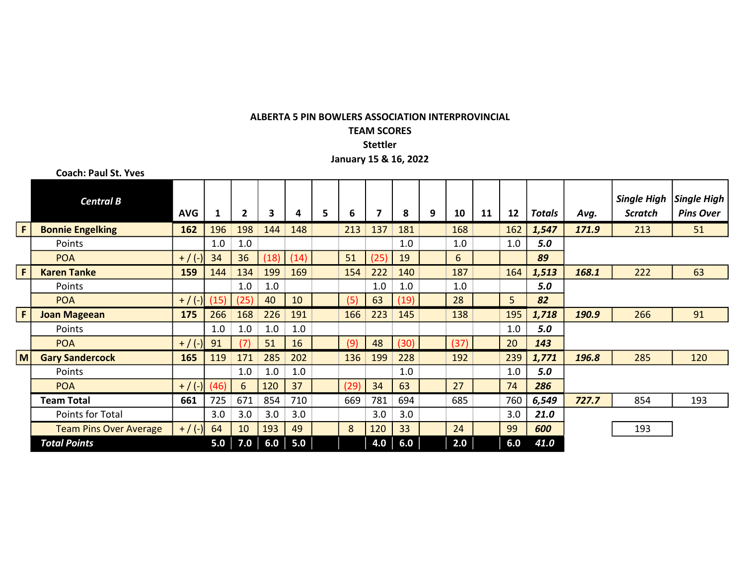**ALBERTA 5 PIN BOWLERS ASSOCIATION INTERPROVINCIAL**

**TEAM SCORES**

**Stettler**

**January 15 & 16, 2022**

**Coach: Paul St. Yves**

| | *Central B* | AVG | 1 | 2 | 3 | 4 | 5 | 6 | 7 | 8 | 9 | 10 | 11 | 12 | *Totals* | *Avg.* | *Single High Scratch* | *Single High Pins Over* |
|---|---|---|---|---|---|---|---|---|---|---|---|---|---|---|---|---|---|---|
| F | **Bonnie Engelking** | **162** | 196 | 198 | 144 | 148 | | 213 | 137 | 181 | | 168 | | 162 | ***1,547*** | ***171.9*** | 213 | 51 |
| | Points | | 1.0 | 1.0 | | | | | | 1.0 | | 1.0 | | 1.0 | ***5.0*** | | | |
| | POA | + / (-) | 34 | 36 | (18) | (14) | | 51 | (25) | 19 | | 6 | | | ***89*** | | | |
| F | **Karen Tanke** | **159** | 144 | 134 | 199 | 169 | | 154 | 222 | 140 | | 187 | | 164 | ***1,513*** | ***168.1*** | 222 | 63 |
| | Points | | | 1.0 | 1.0 | | | | 1.0 | 1.0 | | 1.0 | | | ***5.0*** | | | |
| | POA | + / (-) | (15) | (25) | 40 | 10 | | (5) | 63 | (19) | | 28 | | 5 | ***82*** | | | |
| F | **Joan Mageean** | **175** | 266 | 168 | 226 | 191 | | 166 | 223 | 145 | | 138 | | 195 | ***1,718*** | ***190.9*** | 266 | 91 |
| | Points | | 1.0 | 1.0 | 1.0 | 1.0 | | | | | | | | 1.0 | ***5.0*** | | | |
| | POA | + / (-) | 91 | (7) | 51 | 16 | | (9) | 48 | (30) | | (37) | | 20 | ***143*** | | | |
| M | **Gary Sandercock** | **165** | 119 | 171 | 285 | 202 | | 136 | 199 | 228 | | 192 | | 239 | ***1,771*** | ***196.8*** | 285 | 120 |
| | Points | | | 1.0 | 1.0 | 1.0 | | | | 1.0 | | | | 1.0 | ***5.0*** | | | |
| | POA | + / (-) | (46) | 6 | 120 | 37 | | (29) | 34 | 63 | | 27 | | 74 | ***286*** | | | |
| | **Team Total** | **661** | 725 | 671 | 854 | 710 | | 669 | 781 | 694 | | 685 | | 760 | ***6,549*** | ***727.7*** | 854 | 193 |
| | Points for Total | | 3.0 | 3.0 | 3.0 | 3.0 | | | 3.0 | 3.0 | | | | 3.0 | ***21.0*** | | | |
| | Team Pins Over Average | + / (-) | 64 | 10 | 193 | 49 | | 8 | 120 | 33 | | 24 | | 99 | ***600*** | | 193 | |
| | ***Total Points*** | | **5.0** | **7.0** | **6.0** | **5.0** | | | **4.0** | **6.0** | | **2.0** | | **6.0** | ***41.0*** | | | |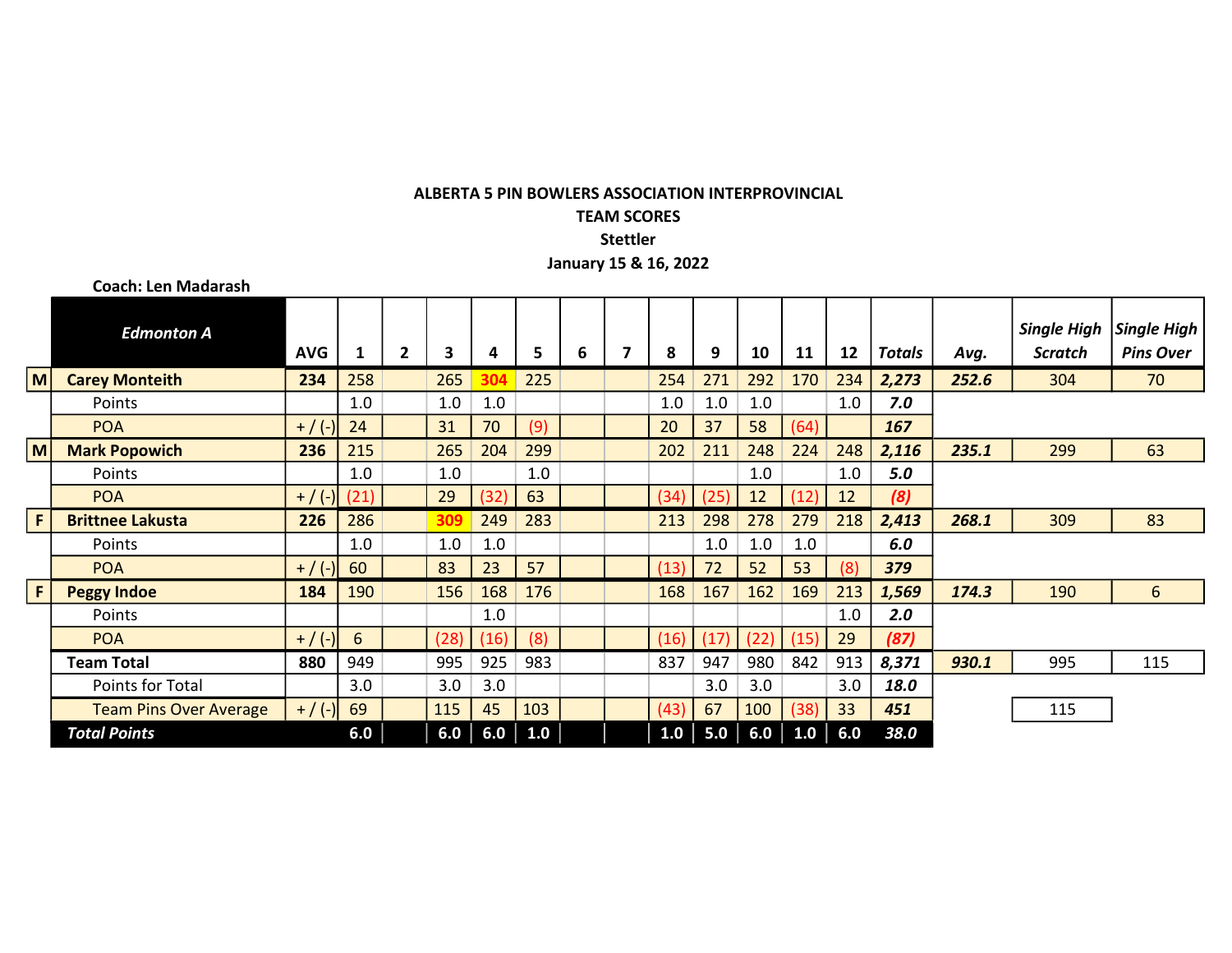**ALBERTA 5 PIN BOWLERS ASSOCIATION INTERPROVINCIAL**

**TEAM SCORES**

**Stettler**

**January 15 & 16, 2022**

**Coach: Len Madarash**

| | ***Edmonton A*** | AVG | 1 | 2 | 3 | 4 | 5 | 6 | 7 | 8 | 9 | 10 | 11 | 12 | *Totals* | *Avg.* | *Single High Scratch* | *Single High Pins Over* |
|---|---|---|---|---|---|---|---|---|---|---|---|---|---|---|---|---|---|---|
| M | **Carey Monteith** | **234** | 258 | | 265 | **304** | 225 | | | 254 | 271 | 292 | 170 | 234 | ***2,273*** | ***252.6*** | 304 | 70 |
| | Points | | 1.0 | | 1.0 | 1.0 | | | | 1.0 | 1.0 | 1.0 | | 1.0 | ***7.0*** | | | |
| | POA | + / (-) | 24 | | 31 | 70 | (9) | | | 20 | 37 | 58 | (64) | | ***167*** | | | |
| M | **Mark Popowich** | **236** | 215 | | 265 | 204 | 299 | | | 202 | 211 | 248 | 224 | 248 | ***2,116*** | ***235.1*** | 299 | 63 |
| | Points | | 1.0 | | 1.0 | | 1.0 | | | | | 1.0 | | 1.0 | ***5.0*** | | | |
| | POA | + / (-) | (21) | | 29 | (32) | 63 | | | (34) | (25) | 12 | (12) | 12 | ***(8)*** | | | |
| F | **Brittnee Lakusta** | **226** | 286 | | **309** | 249 | 283 | | | 213 | 298 | 278 | 279 | 218 | ***2,413*** | ***268.1*** | 309 | 83 |
| | Points | | 1.0 | | 1.0 | 1.0 | | | | | 1.0 | 1.0 | 1.0 | | ***6.0*** | | | |
| | POA | + / (-) | 60 | | 83 | 23 | 57 | | | (13) | 72 | 52 | 53 | (8) | ***379*** | | | |
| F | **Peggy Indoe** | **184** | 190 | | 156 | 168 | 176 | | | 168 | 167 | 162 | 169 | 213 | ***1,569*** | ***174.3*** | 190 | 6 |
| | Points | | | | | 1.0 | | | | | | | | 1.0 | ***2.0*** | | | |
| | POA | + / (-) | 6 | | (28) | (16) | (8) | | | (16) | (17) | (22) | (15) | 29 | ***(87)*** | | | |
| | **Team Total** | **880** | 949 | | 995 | 925 | 983 | | | 837 | 947 | 980 | 842 | 913 | ***8,371*** | ***930.1*** | 995 | 115 |
| | Points for Total | | 3.0 | | 3.0 | 3.0 | | | | | 3.0 | 3.0 | | 3.0 | ***18.0*** | | | |
| | Team Pins Over Average | + / (-) | 69 | | 115 | 45 | 103 | | | (43) | 67 | 100 | (38) | 33 | ***451*** | | 115 | |
| | ***Total Points*** | | **6.0** | | **6.0** | **6.0** | **1.0** | | | **1.0** | **5.0** | **6.0** | **1.0** | **6.0** | ***38.0*** | | | |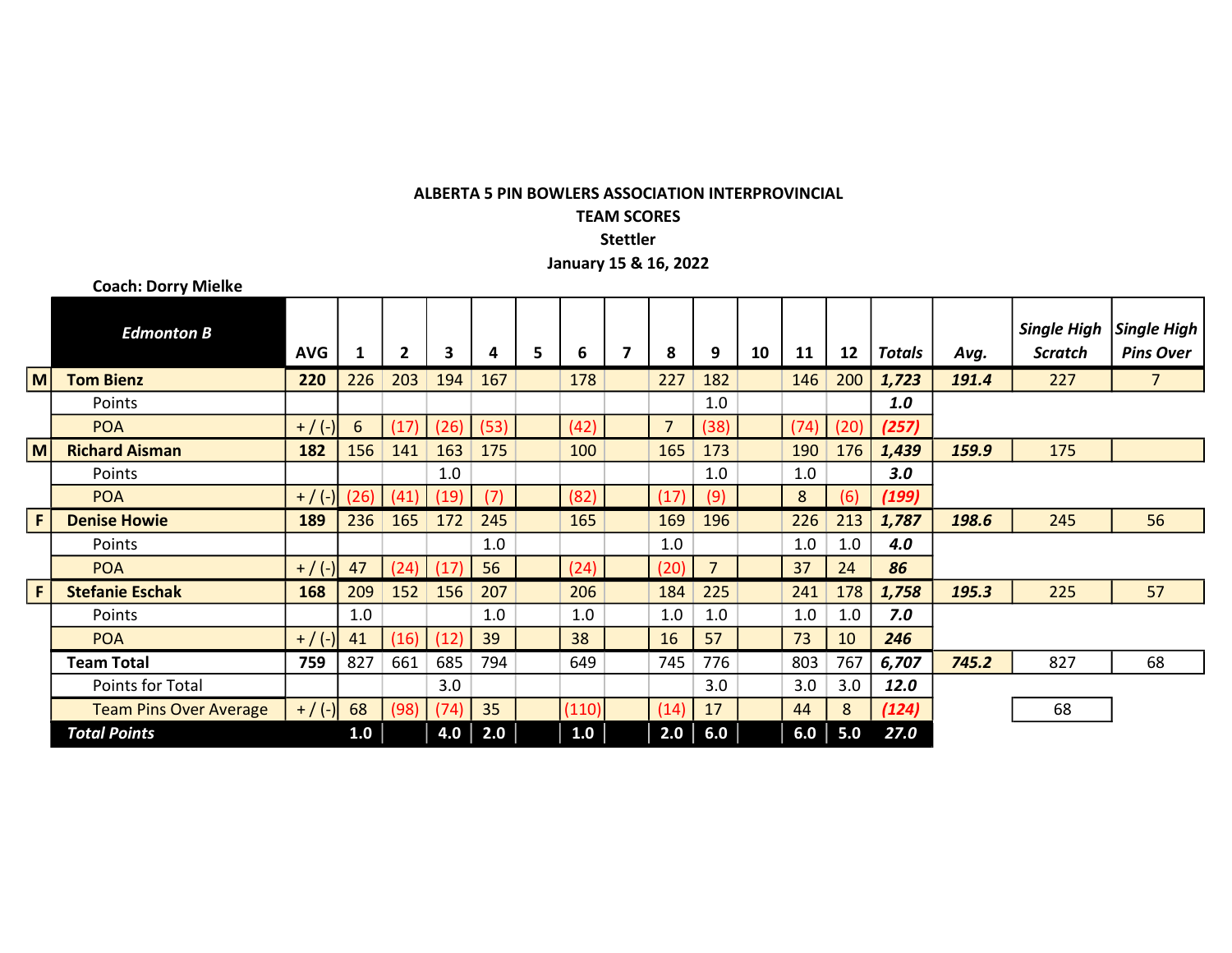**ALBERTA 5 PIN BOWLERS ASSOCIATION INTERPROVINCIAL**

**TEAM SCORES**

**Stettler**

**January 15 & 16, 2022**

**Coach: Dorry Mielke**

| | *Edmonton B* | AVG | 1 | 2 | 3 | 4 | 5 | 6 | 7 | 8 | 9 | 10 | 11 | 12 | *Totals* | *Avg.* | *Single High Scratch* | *Single High Pins Over* |
|---|---|---|---|---|---|---|---|---|---|---|---|---|---|---|---|---|---|---|
| **M** | **Tom Bienz** | **220** | 226 | 203 | 194 | 167 | | 178 | | 227 | 182 | | 146 | 200 | ***1,723*** | ***191.4*** | 227 | 7 |
| | Points | | | | | | | | | | 1.0 | | | | ***1.0*** | | | |
| | POA | + / (-) | 6 | (17) | (26) | (53) | | (42) | | 7 | (38) | | (74) | (20) | ***(257)*** | | | |
| **M** | **Richard Aisman** | **182** | 156 | 141 | 163 | 175 | | 100 | | 165 | 173 | | 190 | 176 | ***1,439*** | ***159.9*** | 175 | |
| | Points | | | | 1.0 | | | | | | 1.0 | | 1.0 | | ***3.0*** | | | |
| | POA | + / (-) | (26) | (41) | (19) | (7) | | (82) | | (17) | (9) | | 8 | (6) | ***(199)*** | | | |
| **F** | **Denise Howie** | **189** | 236 | 165 | 172 | 245 | | 165 | | 169 | 196 | | 226 | 213 | ***1,787*** | ***198.6*** | 245 | 56 |
| | Points | | | | | 1.0 | | | | 1.0 | | | 1.0 | 1.0 | ***4.0*** | | | |
| | POA | + / (-) | 47 | (24) | (17) | 56 | | (24) | | (20) | 7 | | 37 | 24 | ***86*** | | | |
| **F** | **Stefanie Eschak** | **168** | 209 | 152 | 156 | 207 | | 206 | | 184 | 225 | | 241 | 178 | ***1,758*** | ***195.3*** | 225 | 57 |
| | Points | | 1.0 | | | 1.0 | | 1.0 | | 1.0 | 1.0 | | 1.0 | 1.0 | ***7.0*** | | | |
| | POA | + / (-) | 41 | (16) | (12) | 39 | | 38 | | 16 | 57 | | 73 | 10 | ***246*** | | | |
| | **Team Total** | **759** | 827 | 661 | 685 | 794 | | 649 | | 745 | 776 | | 803 | 767 | ***6,707*** | ***745.2*** | 827 | 68 |
| | Points for Total | | | | 3.0 | | | | | | 3.0 | | 3.0 | 3.0 | ***12.0*** | | | |
| | Team Pins Over Average | + / (-) | 68 | (98) | (74) | 35 | | (110) | | (14) | 17 | | 44 | 8 | ***(124)*** | | 68 | |
| | ***Total Points*** | | **1.0** | | **4.0** | **2.0** | | **1.0** | | **2.0** | **6.0** | | **6.0** | **5.0** | ***27.0*** | | | |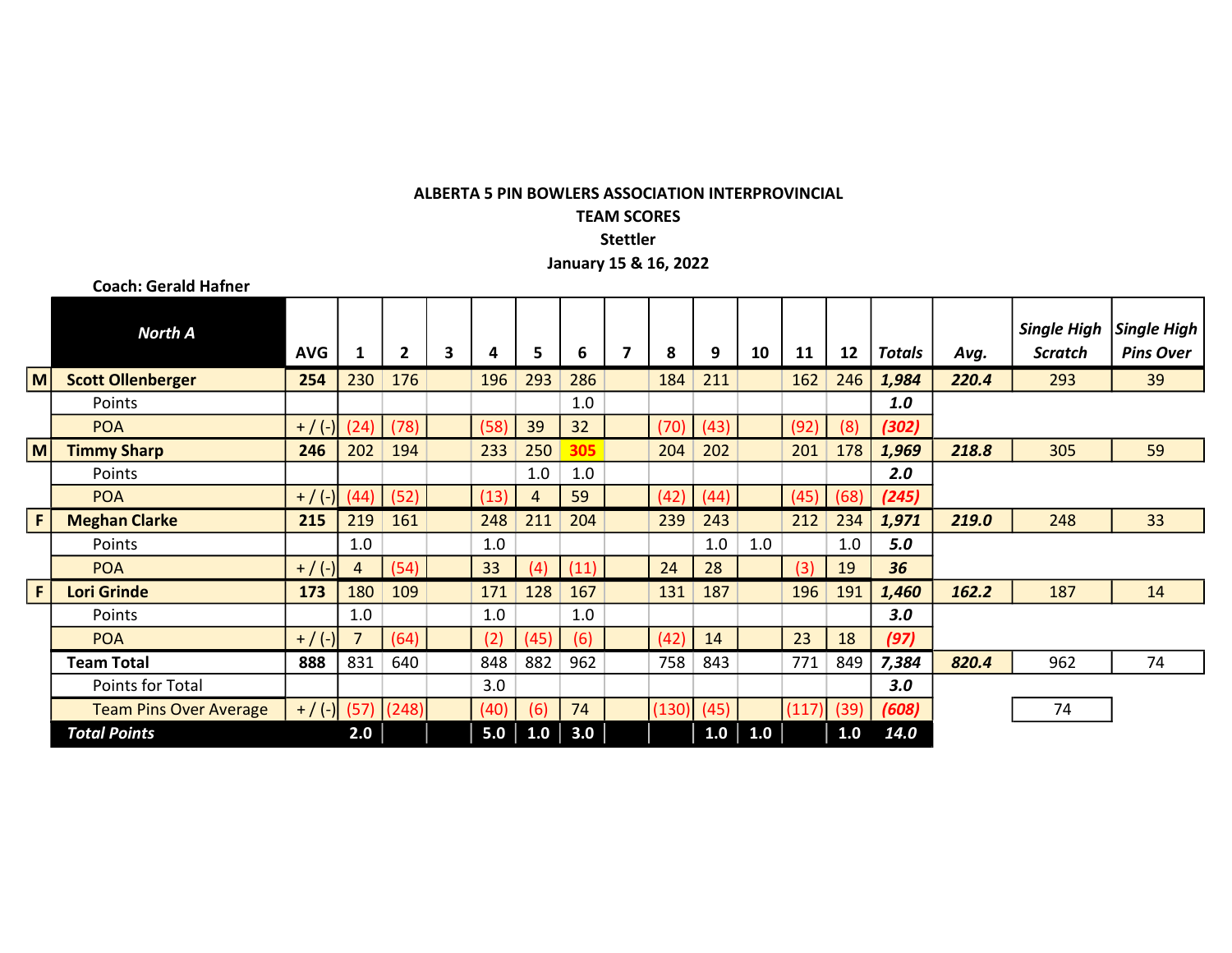**ALBERTA 5 PIN BOWLERS ASSOCIATION INTERPROVINCIAL**

**TEAM SCORES**

**Stettler**

**January 15 & 16, 2022**

**Coach: Gerald Hafner**

| | North A | AVG | 1 | 2 | 3 | 4 | 5 | 6 | 7 | 8 | 9 | 10 | 11 | 12 | Totals | Avg. | Single High Scratch | Single High Pins Over |
|---|---|---|---|---|---|---|---|---|---|---|---|---|---|---|---|---|---|---|
| M | **Scott Ollenberger** | **254** | 230 | 176 | | 196 | 293 | 286 | | 184 | 211 | | 162 | 246 | ***1,984*** | ***220.4*** | 293 | 39 |
| | Points | | | | | | | 1.0 | | | | | | | ***1.0*** | | | |
| | POA | + / (-) | (24) | (78) | | (58) | 39 | 32 | | (70) | (43) | | (92) | (8) | ***(302)*** | | | |
| M | **Timmy Sharp** | **246** | 202 | 194 | | 233 | 250 | **305** | | 204 | 202 | | 201 | 178 | ***1,969*** | ***218.8*** | 305 | 59 |
| | Points | | | | | | 1.0 | 1.0 | | | | | | | ***2.0*** | | | |
| | POA | + / (-) | (44) | (52) | | (13) | 4 | 59 | | (42) | (44) | | (45) | (68) | ***(245)*** | | | |
| F | **Meghan Clarke** | **215** | 219 | 161 | | 248 | 211 | 204 | | 239 | 243 | | 212 | 234 | ***1,971*** | ***219.0*** | 248 | 33 |
| | Points | | 1.0 | | | 1.0 | | | | | 1.0 | 1.0 | | 1.0 | ***5.0*** | | | |
| | POA | + / (-) | 4 | (54) | | 33 | (4) | (11) | | 24 | 28 | | (3) | 19 | ***36*** | | | |
| F | **Lori Grinde** | **173** | 180 | 109 | | 171 | 128 | 167 | | 131 | 187 | | 196 | 191 | ***1,460*** | ***162.2*** | 187 | 14 |
| | Points | | 1.0 | | | 1.0 | | 1.0 | | | | | | | ***3.0*** | | | |
| | POA | + / (-) | 7 | (64) | | (2) | (45) | (6) | | (42) | 14 | | 23 | 18 | ***(97)*** | | | |
| | **Team Total** | **888** | 831 | 640 | | 848 | 882 | 962 | | 758 | 843 | | 771 | 849 | ***7,384*** | ***820.4*** | 962 | 74 |
| | Points for Total | | | | | 3.0 | | | | | | | | | ***3.0*** | | | |
| | Team Pins Over Average | + / (-) | (57) | (248) | | (40) | (6) | 74 | | (130) | (45) | | (117) | (39) | ***(608)*** | | 74 | |
| | ***Total Points*** | | **2.0** | | | **5.0** | **1.0** | **3.0** | | | **1.0** | **1.0** | | **1.0** | ***14.0*** | | | |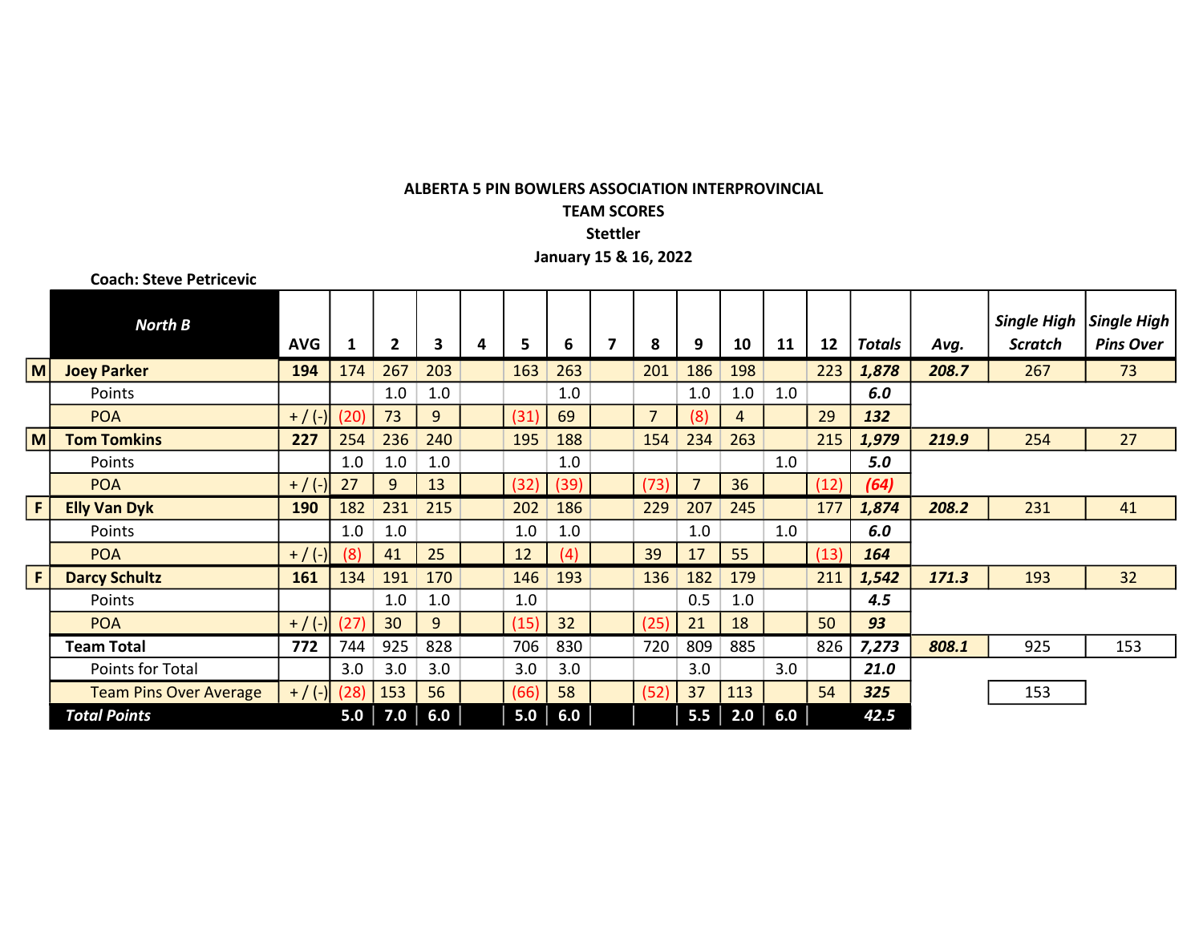**ALBERTA 5 PIN BOWLERS ASSOCIATION INTERPROVINCIAL**

**TEAM SCORES**

**Stettler**

**January 15 & 16, 2022**

**Coach: Steve Petricevic**

| | North B | AVG | 1 | 2 | 3 | 4 | 5 | 6 | 7 | 8 | 9 | 10 | 11 | 12 | Totals | Avg. | Single High Scratch | Single High Pins Over |
|---|---|---|---|---|---|---|---|---|---|---|---|---|---|---|---|---|---|---|
| M | **Joey Parker** | **194** | 174 | 267 | 203 | | 163 | 263 | | 201 | 186 | 198 | | 223 | ***1,878*** | ***208.7*** | 267 | 73 |
| | Points | | | 1.0 | 1.0 | | | 1.0 | | | 1.0 | 1.0 | 1.0 | | ***6.0*** | | | |
| | POA | + / (-) | (20) | 73 | 9 | | (31) | 69 | | 7 | (8) | 4 | | 29 | ***132*** | | | |
| M | **Tom Tomkins** | **227** | 254 | 236 | 240 | | 195 | 188 | | 154 | 234 | 263 | | 215 | ***1,979*** | ***219.9*** | 254 | 27 |
| | Points | | 1.0 | 1.0 | 1.0 | | | 1.0 | | | | | 1.0 | | ***5.0*** | | | |
| | POA | + / (-) | 27 | 9 | 13 | | (32) | (39) | | (73) | 7 | 36 | | (12) | ***(64)*** | | | |
| F | **Elly Van Dyk** | **190** | 182 | 231 | 215 | | 202 | 186 | | 229 | 207 | 245 | | 177 | ***1,874*** | ***208.2*** | 231 | 41 |
| | Points | | 1.0 | 1.0 | | | 1.0 | 1.0 | | | 1.0 | | 1.0 | | ***6.0*** | | | |
| | POA | + / (-) | (8) | 41 | 25 | | 12 | (4) | | 39 | 17 | 55 | | (13) | ***164*** | | | |
| F | **Darcy Schultz** | **161** | 134 | 191 | 170 | | 146 | 193 | | 136 | 182 | 179 | | 211 | ***1,542*** | ***171.3*** | 193 | 32 |
| | Points | | | 1.0 | 1.0 | | 1.0 | | | | 0.5 | 1.0 | | | ***4.5*** | | | |
| | POA | + / (-) | (27) | 30 | 9 | | (15) | 32 | | (25) | 21 | 18 | | 50 | ***93*** | | | |
| | **Team Total** | **772** | 744 | 925 | 828 | | 706 | 830 | | 720 | 809 | 885 | | 826 | ***7,273*** | ***808.1*** | 925 | 153 |
| | Points for Total | | 3.0 | 3.0 | 3.0 | | 3.0 | 3.0 | | | 3.0 | | 3.0 | | ***21.0*** | | | |
| | Team Pins Over Average | + / (-) | (28) | 153 | 56 | | (66) | 58 | | (52) | 37 | 113 | | 54 | ***325*** | | 153 | |
| | ***Total Points*** | | **5.0** | **7.0** | **6.0** | | **5.0** | **6.0** | | | **5.5** | **2.0** | **6.0** | | ***42.5*** | | | |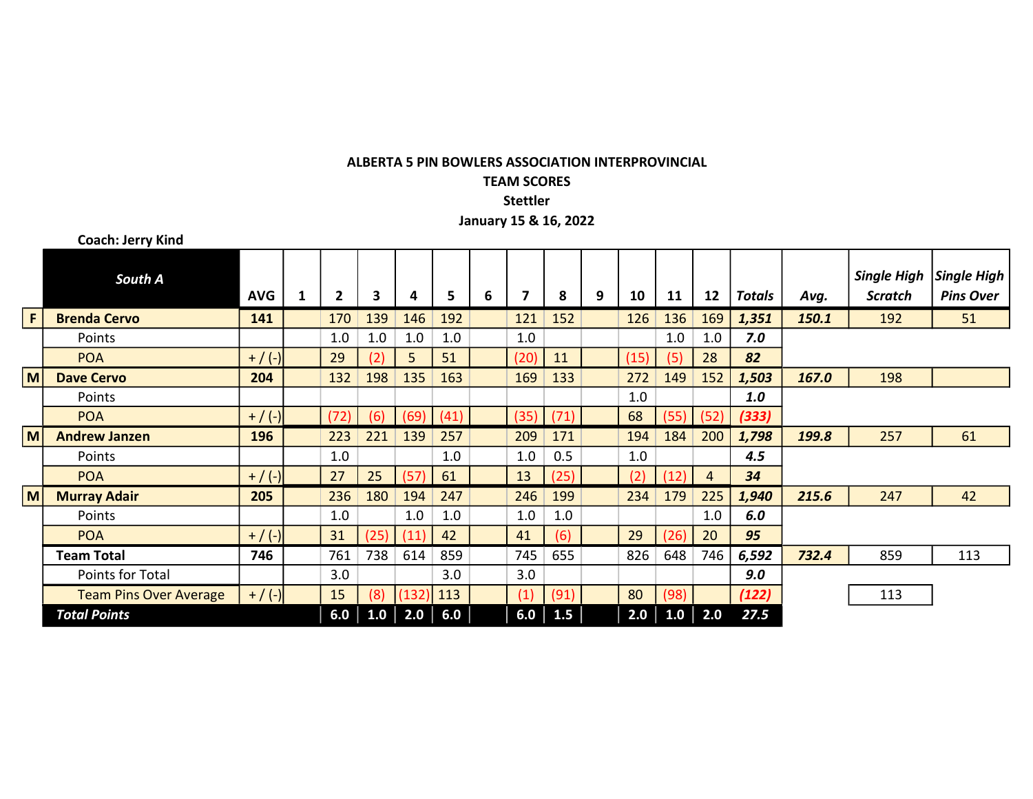**ALBERTA 5 PIN BOWLERS ASSOCIATION INTERPROVINCIAL**

**TEAM SCORES**

**Stettler**

**January 15 & 16, 2022**

**Coach: Jerry Kind**

| | South A | AVG | 1 | 2 | 3 | 4 | 5 | 6 | 7 | 8 | 9 | 10 | 11 | 12 | Totals | Avg. | Single High Scratch | Single High Pins Over |
|---|---|---|---|---|---|---|---|---|---|---|---|---|---|---|---|---|---|---|
| F | **Brenda Cervo** | **141** | | 170 | 139 | 146 | 192 | | 121 | 152 | | 126 | 136 | 169 | **1,351** | **150.1** | 192 | 51 |
| | Points | | | 1.0 | 1.0 | 1.0 | 1.0 | | 1.0 | | | | 1.0 | 1.0 | **7.0** | | | |
| | POA | + / (-) | | 29 | (2) | 5 | 51 | | (20) | 11 | | (15) | (5) | 28 | **82** | | | |
| M | **Dave Cervo** | **204** | | 132 | 198 | 135 | 163 | | 169 | 133 | | 272 | 149 | 152 | **1,503** | **167.0** | 198 | |
| | Points | | | | | | | | | | | 1.0 | | | **1.0** | | | |
| | POA | + / (-) | | (72) | (6) | (69) | (41) | | (35) | (71) | | 68 | (55) | (52) | **(333)** | | | |
| M | **Andrew Janzen** | **196** | | 223 | 221 | 139 | 257 | | 209 | 171 | | 194 | 184 | 200 | **1,798** | **199.8** | 257 | 61 |
| | Points | | | 1.0 | | | 1.0 | | 1.0 | 0.5 | | 1.0 | | | **4.5** | | | |
| | POA | + / (-) | | 27 | 25 | (57) | 61 | | 13 | (25) | | (2) | (12) | 4 | **34** | | | |
| M | **Murray Adair** | **205** | | 236 | 180 | 194 | 247 | | 246 | 199 | | 234 | 179 | 225 | **1,940** | **215.6** | 247 | 42 |
| | Points | | | 1.0 | | 1.0 | 1.0 | | 1.0 | 1.0 | | | | 1.0 | **6.0** | | | |
| | POA | + / (-) | | 31 | (25) | (11) | 42 | | 41 | (6) | | 29 | (26) | 20 | **95** | | | |
| | **Team Total** | **746** | | 761 | 738 | 614 | 859 | | 745 | 655 | | 826 | 648 | 746 | **6,592** | **732.4** | 859 | 113 |
| | Points for Total | | | 3.0 | | | 3.0 | | 3.0 | | | | | | **9.0** | | | |
| | Team Pins Over Average | + / (-) | | 15 | (8) | (132) | 113 | | (1) | (91) | | 80 | (98) | | **(122)** | | 113 | |
| | **Total Points** | | | **6.0** | **1.0** | **2.0** | **6.0** | | **6.0** | **1.5** | | **2.0** | **1.0** | **2.0** | **27.5** | | | |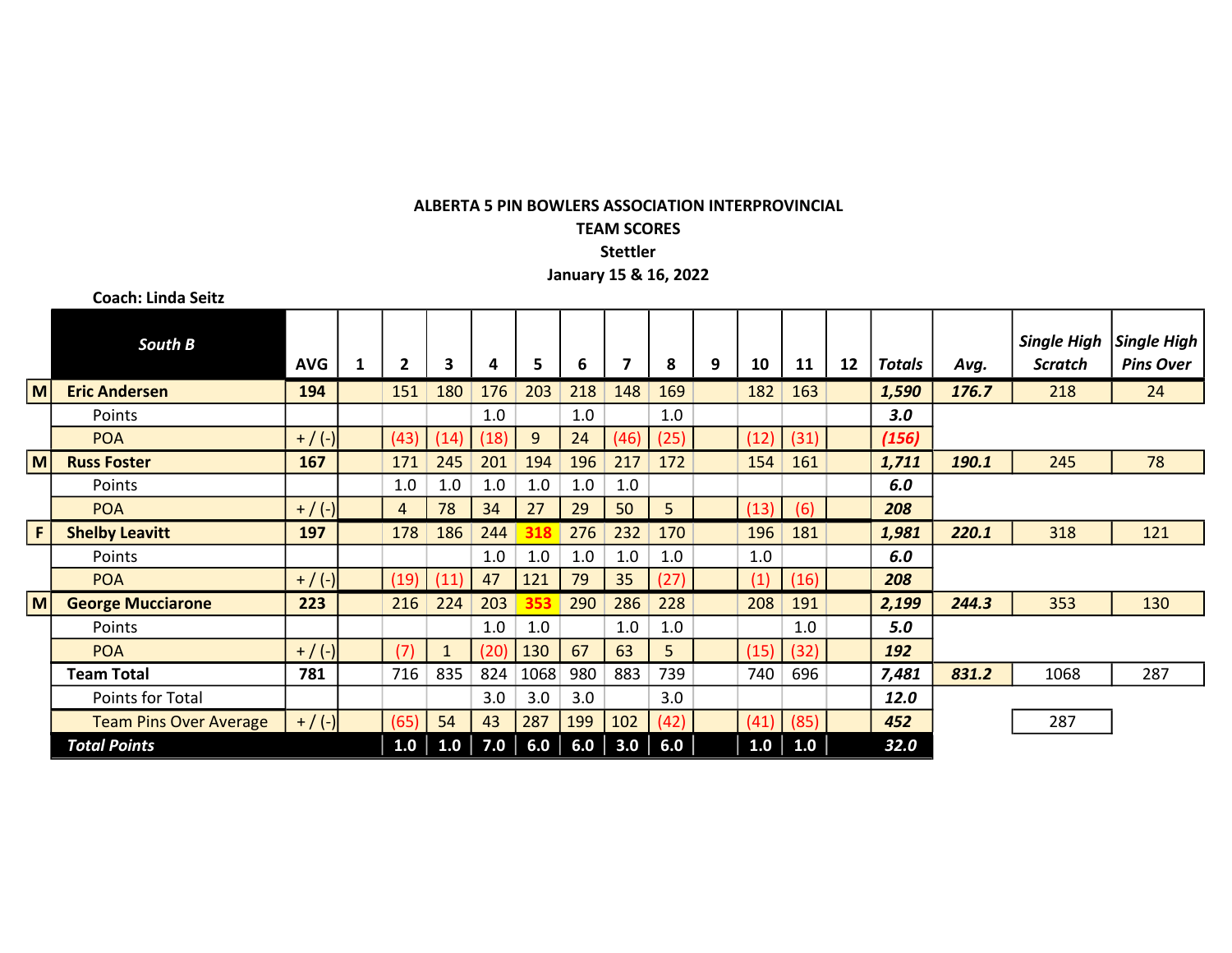**ALBERTA 5 PIN BOWLERS ASSOCIATION INTERPROVINCIAL**

**TEAM SCORES**

**Stettler**

**January 15 & 16, 2022**

**Coach: Linda Seitz**

| | *South B* | AVG | 1 | 2 | 3 | 4 | 5 | 6 | 7 | 8 | 9 | 10 | 11 | 12 | *Totals* | *Avg.* | *Single High Scratch* | *Single High Pins Over* |
|---|---|---|---|---|---|---|---|---|---|---|---|---|---|---|---|---|---|---|
| M | **Eric Andersen** | **194** | | 151 | 180 | 176 | 203 | 218 | 148 | 169 | | 182 | 163 | | ***1,590*** | ***176.7*** | 218 | 24 |
| | Points | | | | | 1.0 | | 1.0 | | 1.0 | | | | | ***3.0*** | | | |
| | POA | + / (-) | | (43) | (14) | (18) | 9 | 24 | (46) | (25) | | (12) | (31) | | ***(156)*** | | | |
| M | **Russ Foster** | **167** | | 171 | 245 | 201 | 194 | 196 | 217 | 172 | | 154 | 161 | | ***1,711*** | ***190.1*** | 245 | 78 |
| | Points | | | 1.0 | 1.0 | 1.0 | 1.0 | 1.0 | 1.0 | | | | | | ***6.0*** | | | |
| | POA | + / (-) | | 4 | 78 | 34 | 27 | 29 | 50 | 5 | | (13) | (6) | | ***208*** | | | |
| F | **Shelby Leavitt** | **197** | | 178 | 186 | 244 | **318** | 276 | 232 | 170 | | 196 | 181 | | ***1,981*** | ***220.1*** | 318 | 121 |
| | Points | | | | | 1.0 | 1.0 | 1.0 | 1.0 | 1.0 | | 1.0 | | | ***6.0*** | | | |
| | POA | + / (-) | | (19) | (11) | 47 | 121 | 79 | 35 | (27) | | (1) | (16) | | ***208*** | | | |
| M | **George Mucciarone** | **223** | | 216 | 224 | 203 | **353** | 290 | 286 | 228 | | 208 | 191 | | ***2,199*** | ***244.3*** | 353 | 130 |
| | Points | | | | | 1.0 | 1.0 | | 1.0 | 1.0 | | | 1.0 | | ***5.0*** | | | |
| | POA | + / (-) | | (7) | 1 | (20) | 130 | 67 | 63 | 5 | | (15) | (32) | | ***192*** | | | |
| | **Team Total** | **781** | | 716 | 835 | 824 | 1068 | 980 | 883 | 739 | | 740 | 696 | | ***7,481*** | ***831.2*** | 1068 | 287 |
| | Points for Total | | | | | 3.0 | 3.0 | 3.0 | | 3.0 | | | | | ***12.0*** | | | |
| | Team Pins Over Average | + / (-) | | (65) | 54 | 43 | 287 | 199 | 102 | (42) | | (41) | (85) | | ***452*** | | 287 | |
| | ***Total Points*** | | | **1.0** | **1.0** | **7.0** | **6.0** | **6.0** | **3.0** | **6.0** | | **1.0** | **1.0** | | ***32.0*** | | | |